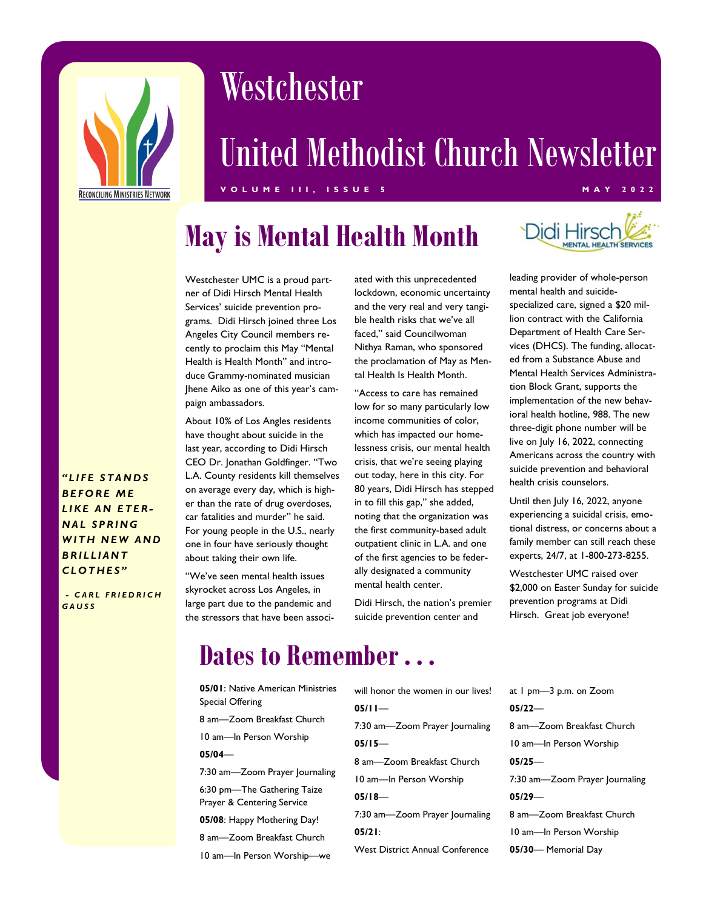# Westchester United Methodist Church Newsletter

VOLUME III, ISSUE 5 — MAY 2022

Reconciling Ministries Network

*"LIFE STANDS BEFORE ME LIKE AN ETERNAL SPRING WITH NEW AND BRILLIANT CLOTHES"*

*- CARL FRIEDRICH GAUSS*

## May is Mental Health Month

Didi Hirsch Mental Health Services

Westchester UMC is a proud partner of Didi Hirsch Mental Health Services' suicide prevention programs. Didi Hirsch joined three Los Angeles City Council members recently to proclaim this May "Mental Health is Health Month" and introduce Grammy-nominated musician Jhene Aiko as one of this year's campaign ambassadors.

About 10% of Los Angles residents have thought about suicide in the last year, according to Didi Hirsch CEO Dr. Jonathan Goldfinger. "Two L.A. County residents kill themselves on average every day, which is higher than the rate of drug overdoses, car fatalities and murder" he said. For young people in the U.S., nearly one in four have seriously thought about taking their own life.

"We've seen mental health issues skyrocket across Los Angeles, in large part due to the pandemic and the stressors that have been associated with this unprecedented lockdown, economic uncertainty and the very real and very tangible health risks that we've all faced," said Councilwoman Nithya Raman, who sponsored the proclamation of May as Mental Health Is Health Month.

"Access to care has remained low for so many particularly low income communities of color, which has impacted our homelessness crisis, our mental health crisis, that we're seeing playing out today, here in this city. For 80 years, Didi Hirsch has stepped in to fill this gap," she added, noting that the organization was the first community-based adult outpatient clinic in L.A. and one of the first agencies to be federally designated a community mental health center.

Didi Hirsch, the nation's premier suicide prevention center and leading provider of whole-person mental health and suicide-specialized care, signed a $20 million contract with the California Department of Health Care Services (DHCS). The funding, allocated from a Substance Abuse and Mental Health Services Administration Block Grant, supports the implementation of the new behavioral health hotline, 988. The new three-digit phone number will be live on July 16, 2022, connecting Americans across the country with suicide prevention and behavioral health crisis counselors.

Until then July 16, 2022, anyone experiencing a suicidal crisis, emotional distress, or concerns about a family member can still reach these experts, 24/7, at 1-800-273-8255.

Westchester UMC raised over $2,000 on Easter Sunday for suicide prevention programs at Didi Hirsch. Great job everyone!

## Dates to Remember . . .

**05/01**: Native American Ministries Special Offering

8 am—Zoom Breakfast Church

10 am—In Person Worship

**05/04**—

7:30 am—Zoom Prayer Journaling

6:30 pm—The Gathering Taize Prayer & Centering Service

**05/08**: Happy Mothering Day!

8 am—Zoom Breakfast Church

10 am—In Person Worship—we will honor the women in our lives!

**05/11**—

7:30 am—Zoom Prayer Journaling

**05/15**—

8 am—Zoom Breakfast Church

10 am—In Person Worship

**05/18**—

7:30 am—Zoom Prayer Journaling

**05/21**:

West District Annual Conference at 1 pm—3 p.m. on Zoom

**05/22**—

8 am—Zoom Breakfast Church

10 am—In Person Worship

**05/25**—

7:30 am—Zoom Prayer Journaling

**05/29**—

8 am—Zoom Breakfast Church

10 am—In Person Worship

**05/30**— Memorial Day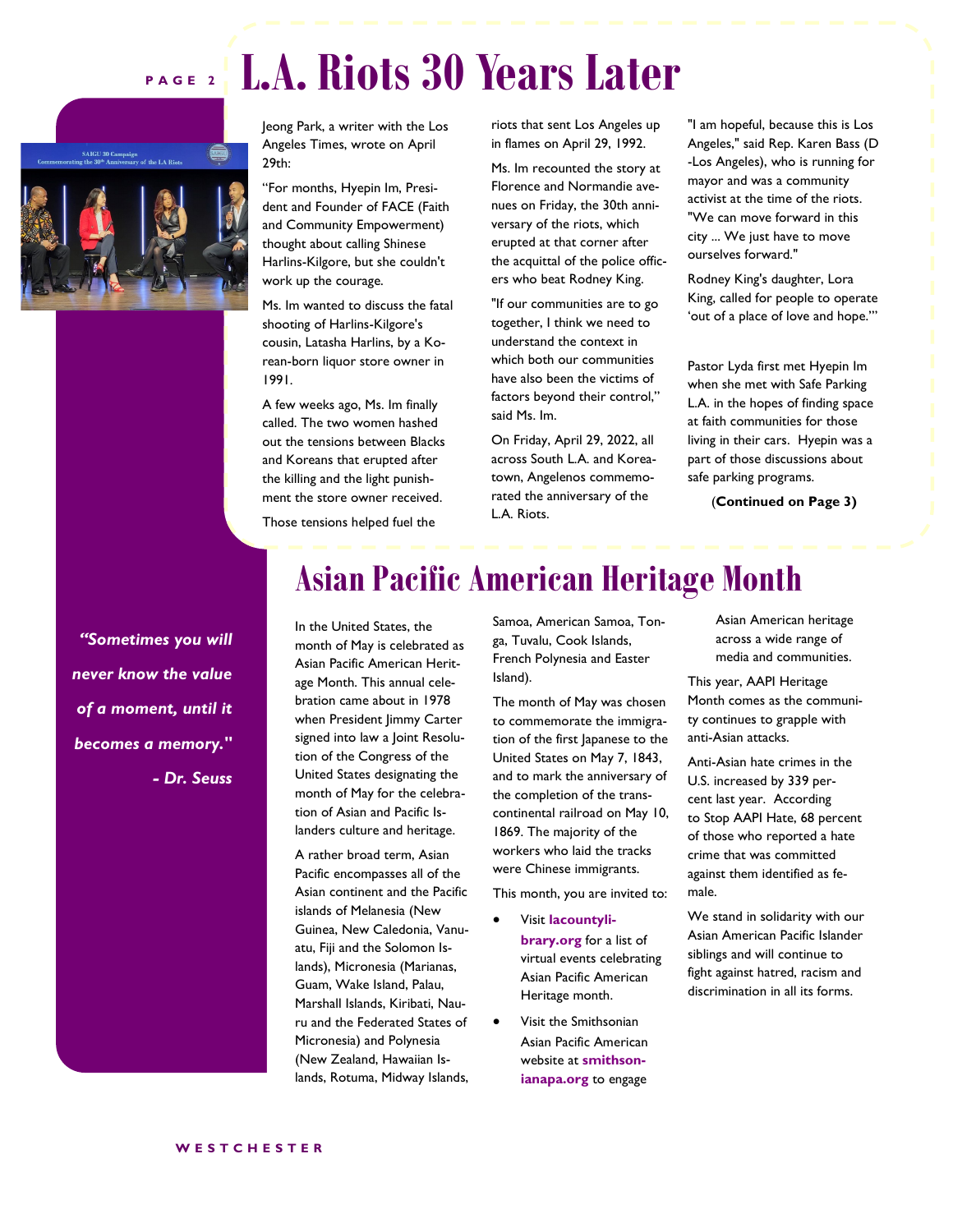# L.A. Riots 30 Years Later

Jeong Park, a writer with the Los Angeles Times, wrote on April 29th:

"For months, Hyepin Im, President and Founder of FACE (Faith and Community Empowerment) thought about calling Shinese Harlins-Kilgore, but she couldn't work up the courage.

Ms. Im wanted to discuss the fatal shooting of Harlins-Kilgore's cousin, Latasha Harlins, by a Korean-born liquor store owner in 1991.

A few weeks ago, Ms. Im finally called. The two women hashed out the tensions between Blacks and Koreans that erupted after the killing and the light punishment the store owner received.

Those tensions helped fuel the riots that sent Los Angeles up in flames on April 29, 1992.

Ms. Im recounted the story at Florence and Normandie avenues on Friday, the 30th anniversary of the riots, which erupted at that corner after the acquittal of the police officers who beat Rodney King.

"If our communities are to go together, I think we need to understand the context in which both our communities have also been the victims of factors beyond their control," said Ms. Im.

On Friday, April 29, 2022, all across South L.A. and Koreatown, Angelenos commemorated the anniversary of the L.A. Riots.

"I am hopeful, because this is Los Angeles," said Rep. Karen Bass (D-Los Angeles), who is running for mayor and was a community activist at the time of the riots. "We can move forward in this city ... We just have to move ourselves forward."

Rodney King's daughter, Lora King, called for people to operate 'out of a place of love and hope.'"

Pastor Lyda first met Hyepin Im when she met with Safe Parking L.A. in the hopes of finding space at faith communities for those living in their cars. Hyepin was a part of those discussions about safe parking programs.

(**Continued on Page 3)**

*"Sometimes you will never know the value of a moment, until it becomes a memory."*

*- Dr. Seuss*

# Asian Pacific American Heritage Month

In the United States, the month of May is celebrated as Asian Pacific American Heritage Month. This annual celebration came about in 1978 when President Jimmy Carter signed into law a Joint Resolution of the Congress of the United States designating the month of May for the celebration of the Asian and Pacific Islanders culture and heritage.

A rather broad term, Asian Pacific encompasses all of the Asian continent and the Pacific islands of Melanesia (New Guinea, New Caledonia, Vanuatu, Fiji and the Solomon Islands), Micronesia (Marianas, Guam, Wake Island, Palau, Marshall Islands, Kiribati, Nauru and the Federated States of Micronesia) and Polynesia (New Zealand, Hawaiian Islands, Rotuma, Midway Islands, Samoa, American Samoa, Tonga, Tuvalu, Cook Islands, French Polynesia and Easter Island).

The month of May was chosen to commemorate the immigration of the first Japanese to the United States on May 7, 1843, and to mark the anniversary of the completion of the transcontinental railroad on May 10, 1869. The majority of the workers who laid the tracks were Chinese immigrants.

This month, you are invited to:

- Visit **lacountylibrary.org** for a list of virtual events celebrating Asian Pacific American Heritage month.
- Visit the Smithsonian Asian Pacific American website at **smithsonianapa.org** to engage Asian American heritage across a wide range of media and communities.

This year, AAPI Heritage Month comes as the community continues to grapple with anti-Asian attacks.

Anti-Asian hate crimes in the U.S. increased by 339 percent last year. According to Stop AAPI Hate, 68 percent of those who reported a hate crime that was committed against them identified as female.

We stand in solidarity with our Asian American Pacific Islander siblings and will continue to fight against hatred, racism and discrimination in all its forms.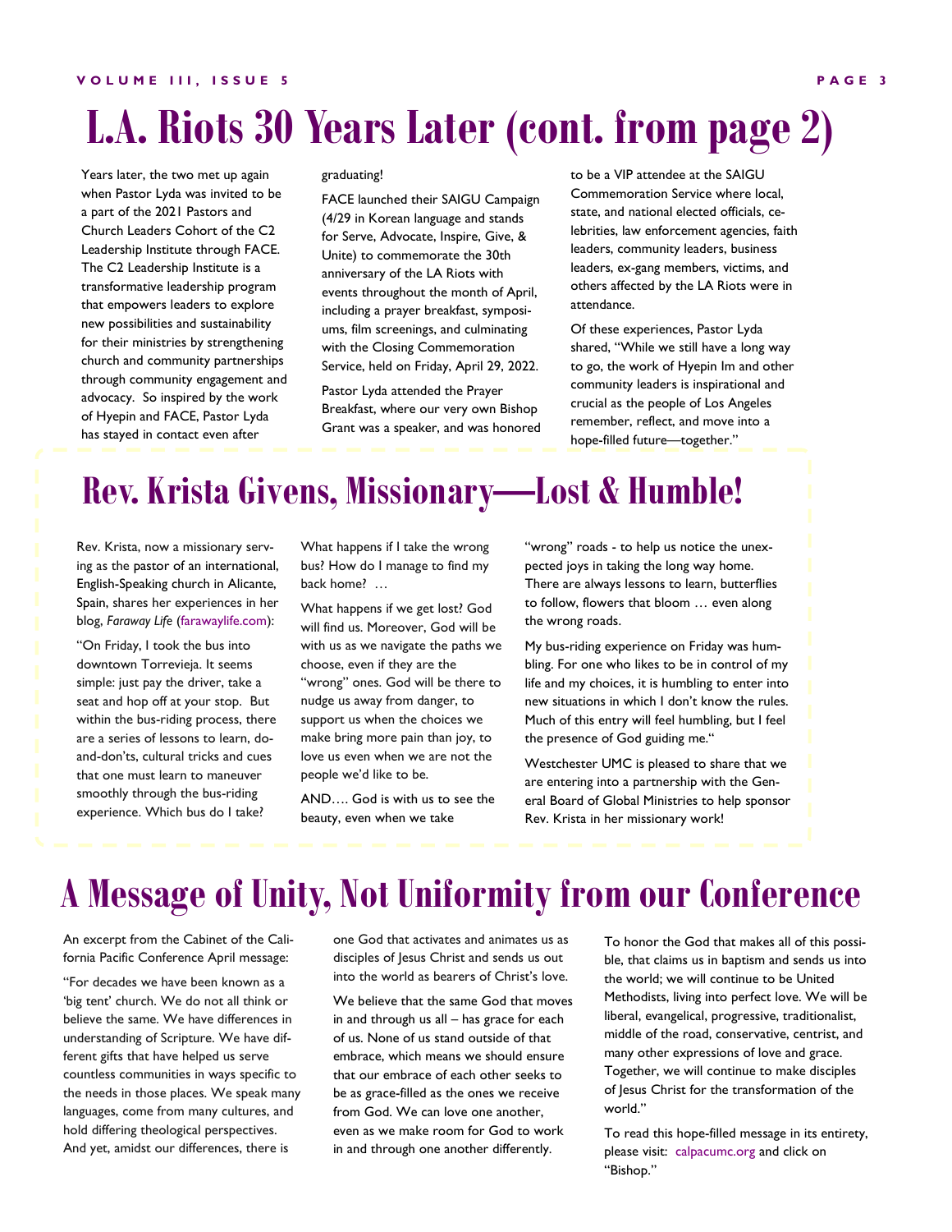# L.A. Riots 30 Years Later (cont. from page 2)

Years later, the two met up again when Pastor Lyda was invited to be a part of the 2021 Pastors and Church Leaders Cohort of the C2 Leadership Institute through FACE. The C2 Leadership Institute is a transformative leadership program that empowers leaders to explore new possibilities and sustainability for their ministries by strengthening church and community partnerships through community engagement and advocacy. So inspired by the work of Hyepin and FACE, Pastor Lyda has stayed in contact even after graduating!

FACE launched their SAIGU Campaign (4/29 in Korean language and stands for Serve, Advocate, Inspire, Give, & Unite) to commemorate the 30th anniversary of the LA Riots with events throughout the month of April, including a prayer breakfast, symposiums, film screenings, and culminating with the Closing Commemoration Service, held on Friday, April 29, 2022.

Pastor Lyda attended the Prayer Breakfast, where our very own Bishop Grant was a speaker, and was honored to be a VIP attendee at the SAIGU Commemoration Service where local, state, and national elected officials, celebrities, law enforcement agencies, faith leaders, community leaders, business leaders, ex-gang members, victims, and others affected by the LA Riots were in attendance.

Of these experiences, Pastor Lyda shared, "While we still have a long way to go, the work of Hyepin Im and other community leaders is inspirational and crucial as the people of Los Angeles remember, reflect, and move into a hope-filled future—together."

# Rev. Krista Givens, Missionary—Lost & Humble!

Rev. Krista, now a missionary serving as the pastor of an international, English-Speaking church in Alicante, Spain, shares her experiences in her blog, *Faraway Life* (farawaylife.com):

"On Friday, I took the bus into downtown Torrevieja. It seems simple: just pay the driver, take a seat and hop off at your stop. But within the bus-riding process, there are a series of lessons to learn, do-and-don'ts, cultural tricks and cues that one must learn to maneuver smoothly through the bus-riding experience. Which bus do I take? What happens if I take the wrong bus? How do I manage to find my back home? …

What happens if we get lost? God will find us. Moreover, God will be with us as we navigate the paths we choose, even if they are the "wrong" ones. God will be there to nudge us away from danger, to support us when the choices we make bring more pain than joy, to love us even when we are not the people we'd like to be.

AND…. God is with us to see the beauty, even when we take "wrong" roads - to help us notice the unexpected joys in taking the long way home. There are always lessons to learn, butterflies to follow, flowers that bloom … even along the wrong roads.

My bus-riding experience on Friday was humbling. For one who likes to be in control of my life and my choices, it is humbling to enter into new situations in which I don't know the rules. Much of this entry will feel humbling, but I feel the presence of God guiding me."

Westchester UMC is pleased to share that we are entering into a partnership with the General Board of Global Ministries to help sponsor Rev. Krista in her missionary work!

# A Message of Unity, Not Uniformity from our Conference

An excerpt from the Cabinet of the California Pacific Conference April message:

"For decades we have been known as a 'big tent' church. We do not all think or believe the same. We have differences in understanding of Scripture. We have different gifts that have helped us serve countless communities in ways specific to the needs in those places. We speak many languages, come from many cultures, and hold differing theological perspectives. And yet, amidst our differences, there is one God that activates and animates us as disciples of Jesus Christ and sends us out into the world as bearers of Christ's love.

We believe that the same God that moves in and through us all – has grace for each of us. None of us stand outside of that embrace, which means we should ensure that our embrace of each other seeks to be as grace-filled as the ones we receive from God. We can love one another, even as we make room for God to work in and through one another differently.

To honor the God that makes all of this possible, that claims us in baptism and sends us into the world; we will continue to be United Methodists, living into perfect love. We will be liberal, evangelical, progressive, traditionalist, middle of the road, conservative, centrist, and many other expressions of love and grace. Together, we will continue to make disciples of Jesus Christ for the transformation of the world."

To read this hope-filled message in its entirety, please visit: calpacumc.org and click on "Bishop."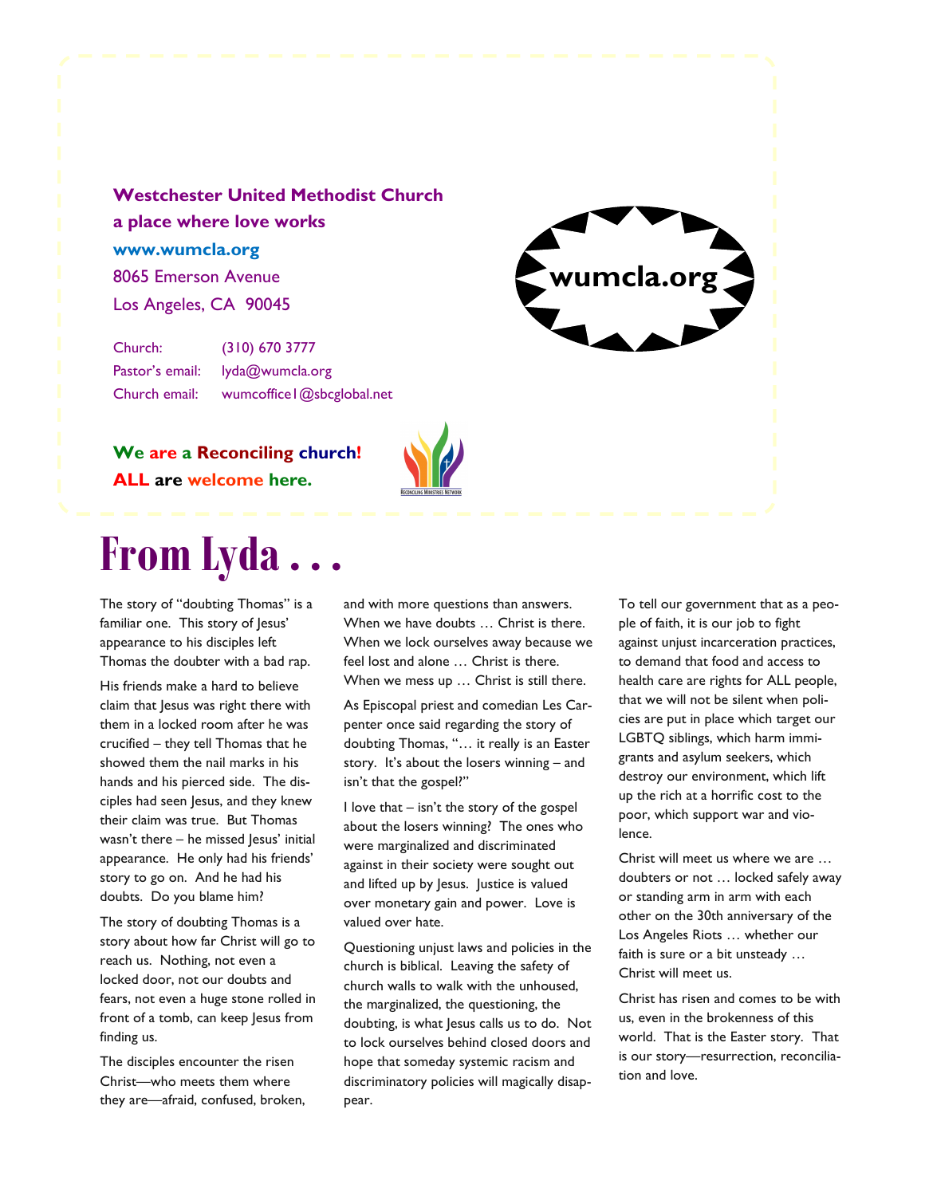**Westchester United Methodist Church**

**a place where love works**

**www.wumcla.org**

8065 Emerson Avenue

Los Angeles, CA 90045

| | |
|---|---|
| Church: | (310) 670 3777 |
| Pastor's email: | lyda@wumcla.org |
| Church email: | wumcoffice1@sbcglobal.net |

wumcla.org

**We are a Reconciling church!**
**ALL are welcome here.**

# From Lyda . . .

The story of "doubting Thomas" is a familiar one. This story of Jesus' appearance to his disciples left Thomas the doubter with a bad rap.

His friends make a hard to believe claim that Jesus was right there with them in a locked room after he was crucified – they tell Thomas that he showed them the nail marks in his hands and his pierced side. The disciples had seen Jesus, and they knew their claim was true. But Thomas wasn't there – he missed Jesus' initial appearance. He only had his friends' story to go on. And he had his doubts. Do you blame him?

The story of doubting Thomas is a story about how far Christ will go to reach us. Nothing, not even a locked door, not our doubts and fears, not even a huge stone rolled in front of a tomb, can keep Jesus from finding us.

The disciples encounter the risen Christ—who meets them where they are—afraid, confused, broken, and with more questions than answers. When we have doubts … Christ is there. When we lock ourselves away because we feel lost and alone … Christ is there. When we mess up … Christ is still there.

As Episcopal priest and comedian Les Carpenter once said regarding the story of doubting Thomas, "… it really is an Easter story. It's about the losers winning – and isn't that the gospel?"

I love that – isn't the story of the gospel about the losers winning? The ones who were marginalized and discriminated against in their society were sought out and lifted up by Jesus. Justice is valued over monetary gain and power. Love is valued over hate.

Questioning unjust laws and policies in the church is biblical. Leaving the safety of church walls to walk with the unhoused, the marginalized, the questioning, the doubting, is what Jesus calls us to do. Not to lock ourselves behind closed doors and hope that someday systemic racism and discriminatory policies will magically disappear.

To tell our government that as a people of faith, it is our job to fight against unjust incarceration practices, to demand that food and access to health care are rights for ALL people, that we will not be silent when policies are put in place which target our LGBTQ siblings, which harm immigrants and asylum seekers, which destroy our environment, which lift up the rich at a horrific cost to the poor, which support war and violence.

Christ will meet us where we are … doubters or not … locked safely away or standing arm in arm with each other on the 30th anniversary of the Los Angeles Riots … whether our faith is sure or a bit unsteady … Christ will meet us.

Christ has risen and comes to be with us, even in the brokenness of this world. That is the Easter story. That is our story—resurrection, reconciliation and love.